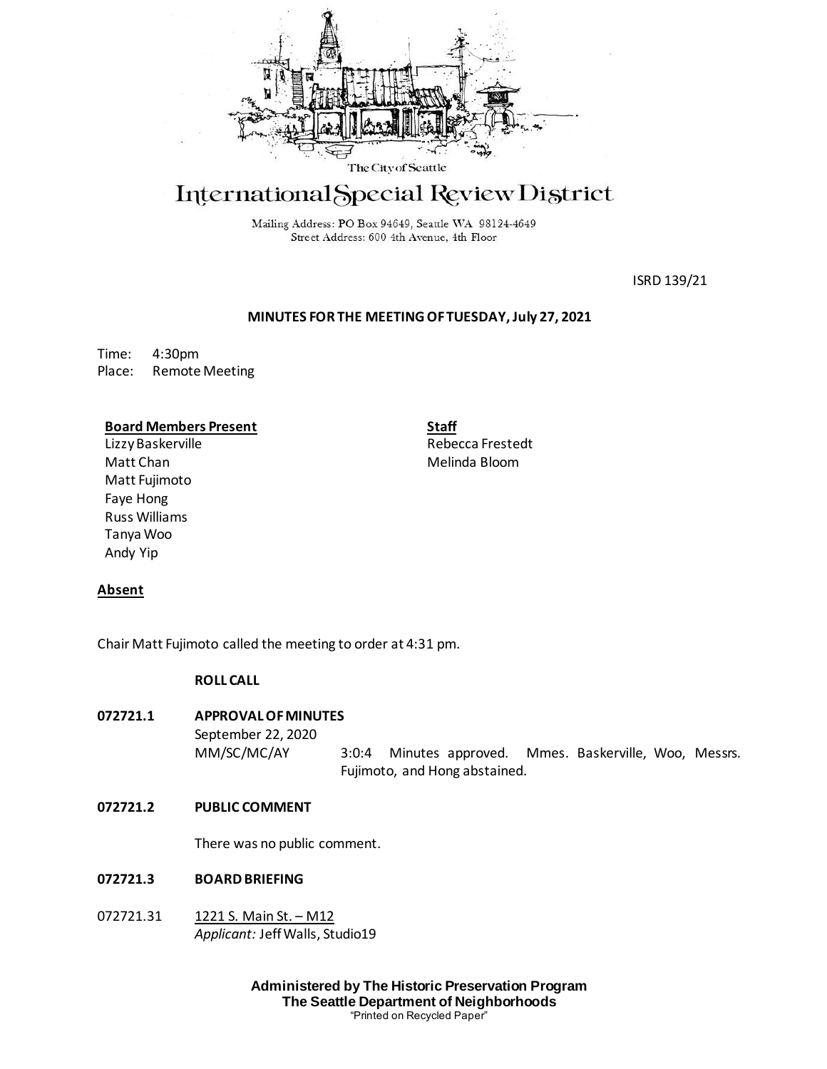The City of Seattle

# International Special Review District

Mailing Address: PO Box 94649, Seattle WA 98124-4649
Street Address: 600 4th Avenue, 4th Floor

ISRD 139/21

**MINUTES FOR THE MEETING OF TUESDAY, July 27, 2021**

Time: 4:30pm
Place: Remote Meeting

| **Board Members Present** | **Staff** |
|---|---|
| Lizzy Baskerville | Rebecca Frestedt |
| Matt Chan | Melinda Bloom |
| Matt Fujimoto | |
| Faye Hong | |
| Russ Williams | |
| Tanya Woo | |
| Andy Yip | |

**Absent**

Chair Matt Fujimoto called the meeting to order at 4:31 pm.

**ROLL CALL**

**072721.1 APPROVAL OF MINUTES**

September 22, 2020

MM/SC/MC/AY 3:0:4 Minutes approved. Mmes. Baskerville, Woo, Messrs. Fujimoto, and Hong abstained.

**072721.2 PUBLIC COMMENT**

There was no public comment.

**072721.3 BOARD BRIEFING**

072721.31 1221 S. Main St. – M12
*Applicant:* Jeff Walls, Studio19

Administered by The Historic Preservation Program
The Seattle Department of Neighborhoods
"Printed on Recycled Paper"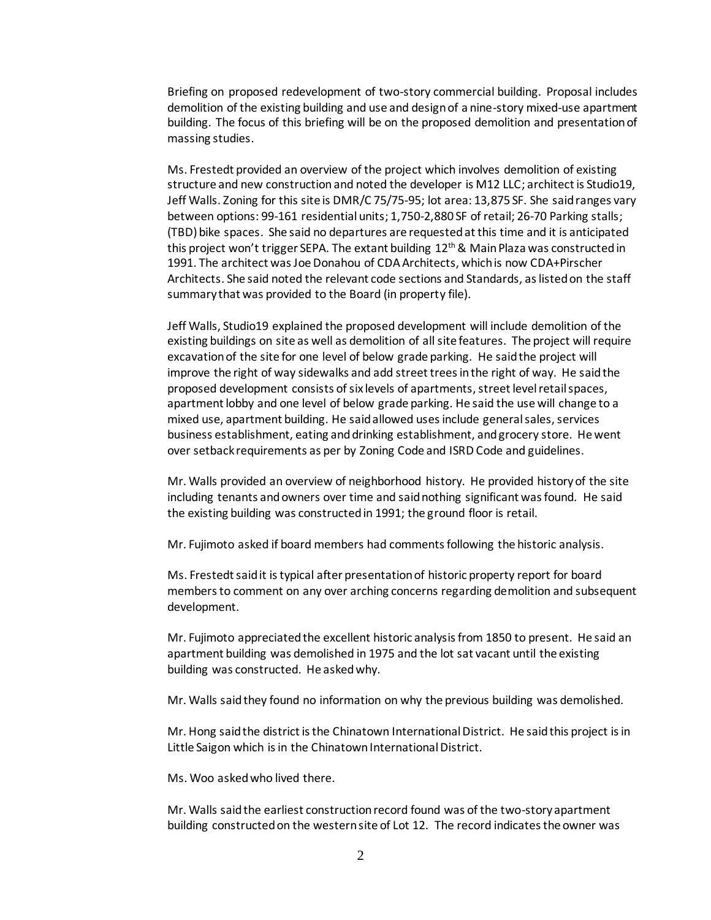Briefing on proposed redevelopment of two-story commercial building. Proposal includes demolition of the existing building and use and design of a nine-story mixed-use apartment building. The focus of this briefing will be on the proposed demolition and presentation of massing studies.

Ms. Frestedt provided an overview of the project which involves demolition of existing structure and new construction and noted the developer is M12 LLC; architect is Studio19, Jeff Walls. Zoning for this site is DMR/C 75/75-95; lot area: 13,875 SF. She said ranges vary between options: 99-161 residential units; 1,750-2,880 SF of retail; 26-70 Parking stalls; (TBD) bike spaces. She said no departures are requested at this time and it is anticipated this project won't trigger SEPA. The extant building 12th & Main Plaza was constructed in 1991. The architect was Joe Donahou of CDA Architects, which is now CDA+Pirscher Architects. She said noted the relevant code sections and Standards, as listed on the staff summary that was provided to the Board (in property file).

Jeff Walls, Studio19 explained the proposed development will include demolition of the existing buildings on site as well as demolition of all site features. The project will require excavation of the site for one level of below grade parking. He said the project will improve the right of way sidewalks and add street trees in the right of way. He said the proposed development consists of six levels of apartments, street level retail spaces, apartment lobby and one level of below grade parking. He said the use will change to a mixed use, apartment building. He said allowed uses include general sales, services business establishment, eating and drinking establishment, and grocery store. He went over setback requirements as per by Zoning Code and ISRD Code and guidelines.

Mr. Walls provided an overview of neighborhood history. He provided history of the site including tenants and owners over time and said nothing significant was found. He said the existing building was constructed in 1991; the ground floor is retail.

Mr. Fujimoto asked if board members had comments following the historic analysis.

Ms. Frestedt said it is typical after presentation of historic property report for board members to comment on any over arching concerns regarding demolition and subsequent development.

Mr. Fujimoto appreciated the excellent historic analysis from 1850 to present. He said an apartment building was demolished in 1975 and the lot sat vacant until the existing building was constructed. He asked why.

Mr. Walls said they found no information on why the previous building was demolished.

Mr. Hong said the district is the Chinatown International District. He said this project is in Little Saigon which is in the Chinatown International District.

Ms. Woo asked who lived there.

Mr. Walls said the earliest construction record found was of the two-story apartment building constructed on the western site of Lot 12. The record indicates the owner was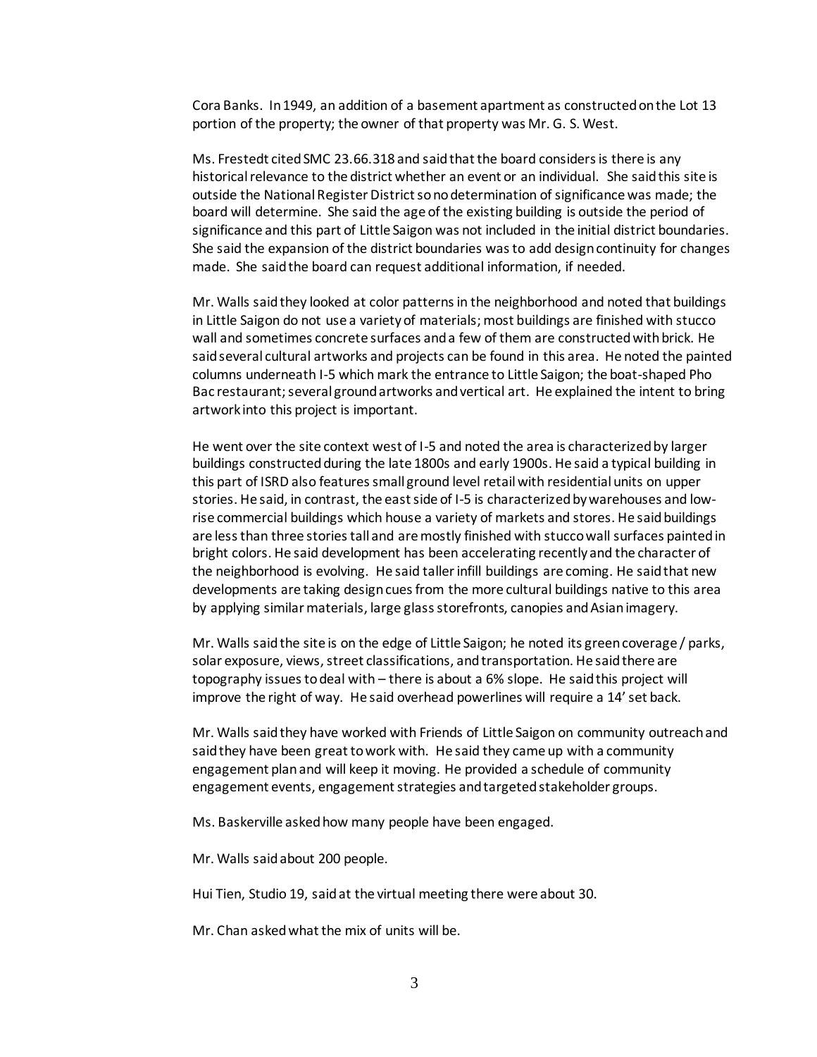Cora Banks. In 1949, an addition of a basement apartment as constructed on the Lot 13 portion of the property; the owner of that property was Mr. G. S. West.

Ms. Frestedt cited SMC 23.66.318 and said that the board considers is there is any historical relevance to the district whether an event or an individual. She said this site is outside the National Register District so no determination of significance was made; the board will determine. She said the age of the existing building is outside the period of significance and this part of Little Saigon was not included in the initial district boundaries. She said the expansion of the district boundaries was to add design continuity for changes made. She said the board can request additional information, if needed.

Mr. Walls said they looked at color patterns in the neighborhood and noted that buildings in Little Saigon do not use a variety of materials; most buildings are finished with stucco wall and sometimes concrete surfaces and a few of them are constructed with brick. He said several cultural artworks and projects can be found in this area. He noted the painted columns underneath I-5 which mark the entrance to Little Saigon; the boat-shaped Pho Bac restaurant; several ground artworks and vertical art. He explained the intent to bring artwork into this project is important.

He went over the site context west of I-5 and noted the area is characterized by larger buildings constructed during the late 1800s and early 1900s. He said a typical building in this part of ISRD also features small ground level retail with residential units on upper stories. He said, in contrast, the east side of I-5 is characterized by warehouses and low-rise commercial buildings which house a variety of markets and stores. He said buildings are less than three stories tall and are mostly finished with stucco wall surfaces painted in bright colors. He said development has been accelerating recently and the character of the neighborhood is evolving. He said taller infill buildings are coming. He said that new developments are taking design cues from the more cultural buildings native to this area by applying similar materials, large glass storefronts, canopies and Asian imagery.

Mr. Walls said the site is on the edge of Little Saigon; he noted its green coverage / parks, solar exposure, views, street classifications, and transportation. He said there are topography issues to deal with – there is about a 6% slope. He said this project will improve the right of way. He said overhead powerlines will require a 14' set back.

Mr. Walls said they have worked with Friends of Little Saigon on community outreach and said they have been great to work with. He said they came up with a community engagement plan and will keep it moving. He provided a schedule of community engagement events, engagement strategies and targeted stakeholder groups.

Ms. Baskerville asked how many people have been engaged.

Mr. Walls said about 200 people.

Hui Tien, Studio 19, said at the virtual meeting there were about 30.

Mr. Chan asked what the mix of units will be.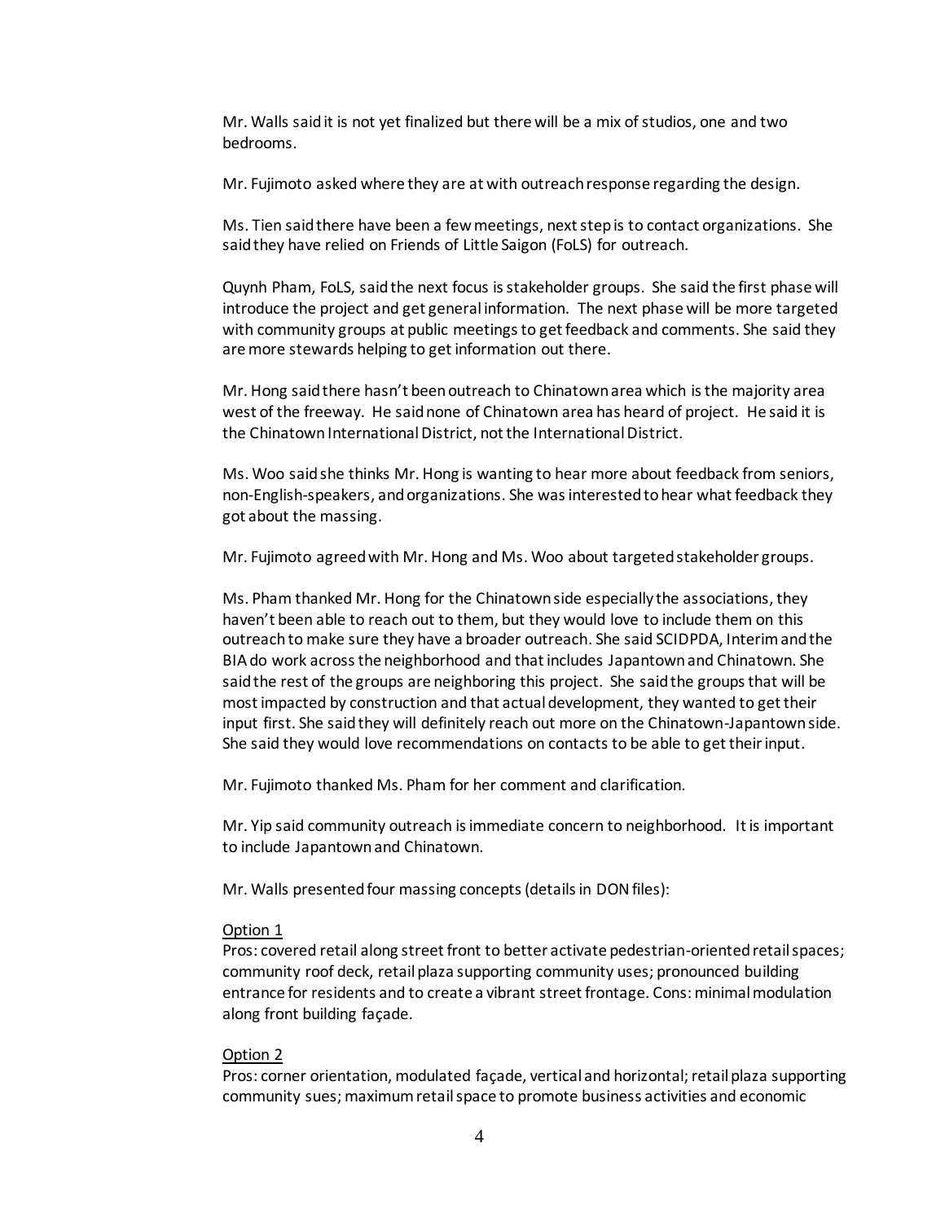Mr. Walls said it is not yet finalized but there will be a mix of studios, one and two bedrooms.

Mr. Fujimoto asked where they are at with outreach response regarding the design.

Ms. Tien said there have been a few meetings, next step is to contact organizations. She said they have relied on Friends of Little Saigon (FoLS) for outreach.

Quynh Pham, FoLS, said the next focus is stakeholder groups. She said the first phase will introduce the project and get general information. The next phase will be more targeted with community groups at public meetings to get feedback and comments. She said they are more stewards helping to get information out there.

Mr. Hong said there hasn't been outreach to Chinatown area which is the majority area west of the freeway. He said none of Chinatown area has heard of project. He said it is the Chinatown International District, not the International District.

Ms. Woo said she thinks Mr. Hong is wanting to hear more about feedback from seniors, non-English-speakers, and organizations. She was interested to hear what feedback they got about the massing.

Mr. Fujimoto agreed with Mr. Hong and Ms. Woo about targeted stakeholder groups.

Ms. Pham thanked Mr. Hong for the Chinatown side especially the associations, they haven't been able to reach out to them, but they would love to include them on this outreach to make sure they have a broader outreach. She said SCIDPDA, Interim and the BIA do work across the neighborhood and that includes Japantown and Chinatown. She said the rest of the groups are neighboring this project. She said the groups that will be most impacted by construction and that actual development, they wanted to get their input first. She said they will definitely reach out more on the Chinatown-Japantown side. She said they would love recommendations on contacts to be able to get their input.

Mr. Fujimoto thanked Ms. Pham for her comment and clarification.

Mr. Yip said community outreach is immediate concern to neighborhood. It is important to include Japantown and Chinatown.

Mr. Walls presented four massing concepts (details in DON files):

Option 1

Pros: covered retail along street front to better activate pedestrian-oriented retail spaces; community roof deck, retail plaza supporting community uses; pronounced building entrance for residents and to create a vibrant street frontage. Cons: minimal modulation along front building façade.

Option 2

Pros: corner orientation, modulated façade, vertical and horizontal; retail plaza supporting community sues; maximum retail space to promote business activities and economic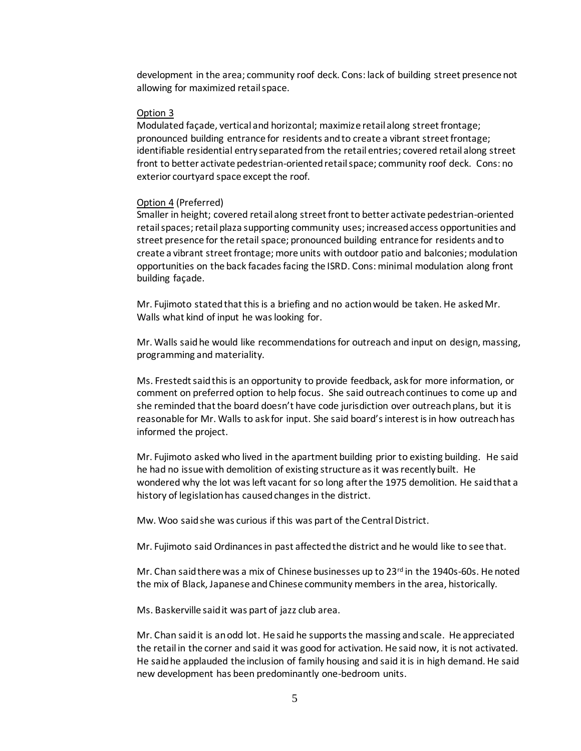development in the area; community roof deck. Cons: lack of building street presence not allowing for maximized retail space.

Option 3

Modulated façade, vertical and horizontal; maximize retail along street frontage; pronounced building entrance for residents and to create a vibrant street frontage; identifiable residential entry separated from the retail entries; covered retail along street front to better activate pedestrian-oriented retail space; community roof deck. Cons: no exterior courtyard space except the roof.

Option 4 (Preferred)

Smaller in height; covered retail along street front to better activate pedestrian-oriented retail spaces; retail plaza supporting community uses; increased access opportunities and street presence for the retail space; pronounced building entrance for residents and to create a vibrant street frontage; more units with outdoor patio and balconies; modulation opportunities on the back facades facing the ISRD. Cons: minimal modulation along front building façade.

Mr. Fujimoto stated that this is a briefing and no action would be taken. He asked Mr. Walls what kind of input he was looking for.

Mr. Walls said he would like recommendations for outreach and input on design, massing, programming and materiality.

Ms. Frestedt said this is an opportunity to provide feedback, ask for more information, or comment on preferred option to help focus. She said outreach continues to come up and she reminded that the board doesn't have code jurisdiction over outreach plans, but it is reasonable for Mr. Walls to ask for input. She said board's interest is in how outreach has informed the project.

Mr. Fujimoto asked who lived in the apartment building prior to existing building. He said he had no issue with demolition of existing structure as it was recently built. He wondered why the lot was left vacant for so long after the 1975 demolition. He said that a history of legislation has caused changes in the district.

Mw. Woo said she was curious if this was part of the Central District.

Mr. Fujimoto said Ordinances in past affected the district and he would like to see that.

Mr. Chan said there was a mix of Chinese businesses up to 23rd in the 1940s-60s. He noted the mix of Black, Japanese and Chinese community members in the area, historically.

Ms. Baskerville said it was part of jazz club area.

Mr. Chan said it is an odd lot. He said he supports the massing and scale. He appreciated the retail in the corner and said it was good for activation. He said now, it is not activated. He said he applauded the inclusion of family housing and said it is in high demand. He said new development has been predominantly one-bedroom units.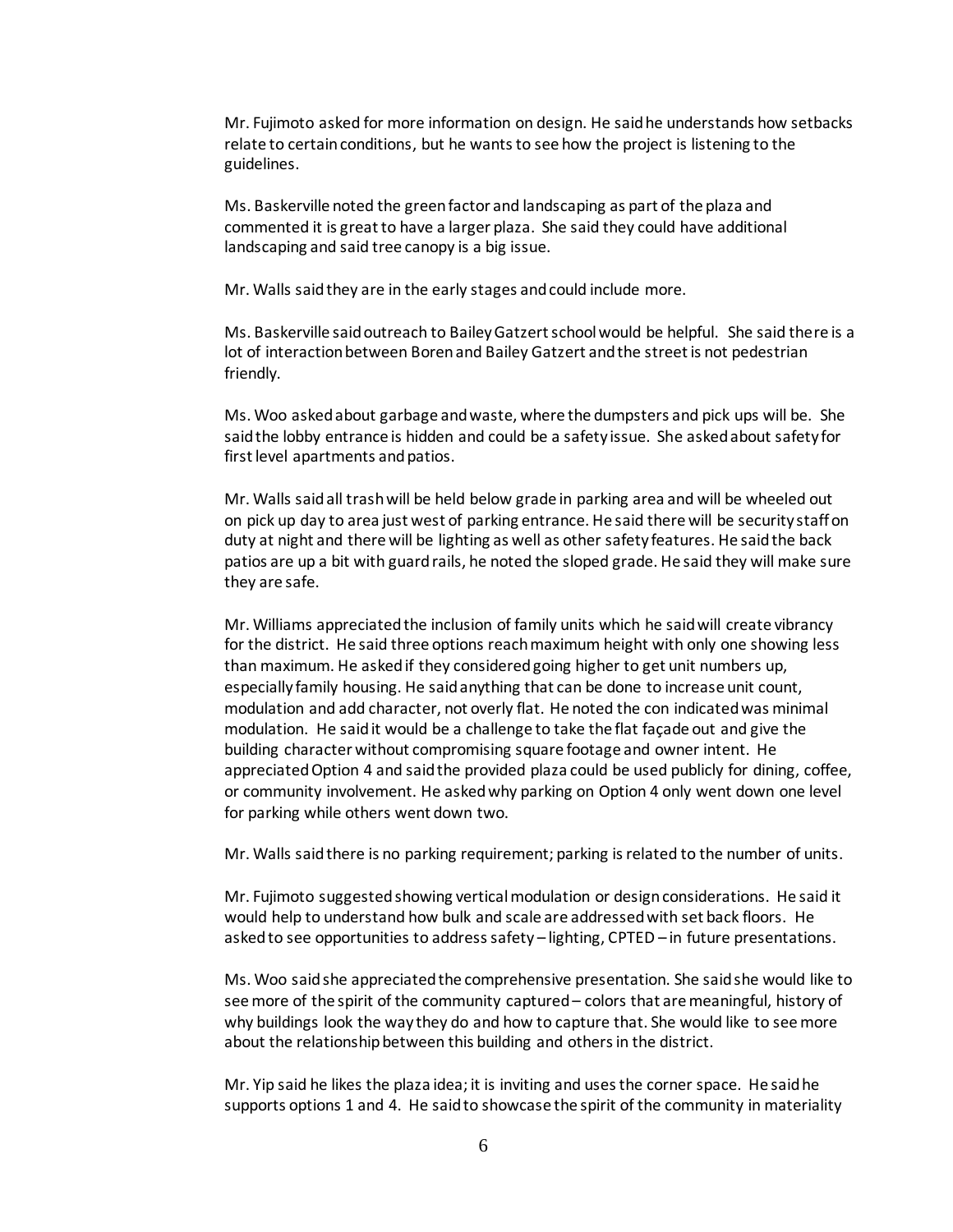Mr. Fujimoto asked for more information on design. He said he understands how setbacks relate to certain conditions, but he wants to see how the project is listening to the guidelines.

Ms. Baskerville noted the green factor and landscaping as part of the plaza and commented it is great to have a larger plaza. She said they could have additional landscaping and said tree canopy is a big issue.

Mr. Walls said they are in the early stages and could include more.

Ms. Baskerville said outreach to Bailey Gatzert school would be helpful. She said there is a lot of interaction between Boren and Bailey Gatzert and the street is not pedestrian friendly.

Ms. Woo asked about garbage and waste, where the dumpsters and pick ups will be. She said the lobby entrance is hidden and could be a safety issue. She asked about safety for first level apartments and patios.

Mr. Walls said all trash will be held below grade in parking area and will be wheeled out on pick up day to area just west of parking entrance. He said there will be security staff on duty at night and there will be lighting as well as other safety features. He said the back patios are up a bit with guard rails, he noted the sloped grade. He said they will make sure they are safe.

Mr. Williams appreciated the inclusion of family units which he said will create vibrancy for the district. He said three options reach maximum height with only one showing less than maximum. He asked if they considered going higher to get unit numbers up, especially family housing. He said anything that can be done to increase unit count, modulation and add character, not overly flat. He noted the con indicated was minimal modulation. He said it would be a challenge to take the flat façade out and give the building character without compromising square footage and owner intent. He appreciated Option 4 and said the provided plaza could be used publicly for dining, coffee, or community involvement. He asked why parking on Option 4 only went down one level for parking while others went down two.

Mr. Walls said there is no parking requirement; parking is related to the number of units.

Mr. Fujimoto suggested showing vertical modulation or design considerations. He said it would help to understand how bulk and scale are addressed with set back floors. He asked to see opportunities to address safety – lighting, CPTED – in future presentations.

Ms. Woo said she appreciated the comprehensive presentation. She said she would like to see more of the spirit of the community captured – colors that are meaningful, history of why buildings look the way they do and how to capture that. She would like to see more about the relationship between this building and others in the district.

Mr. Yip said he likes the plaza idea; it is inviting and uses the corner space. He said he supports options 1 and 4. He said to showcase the spirit of the community in materiality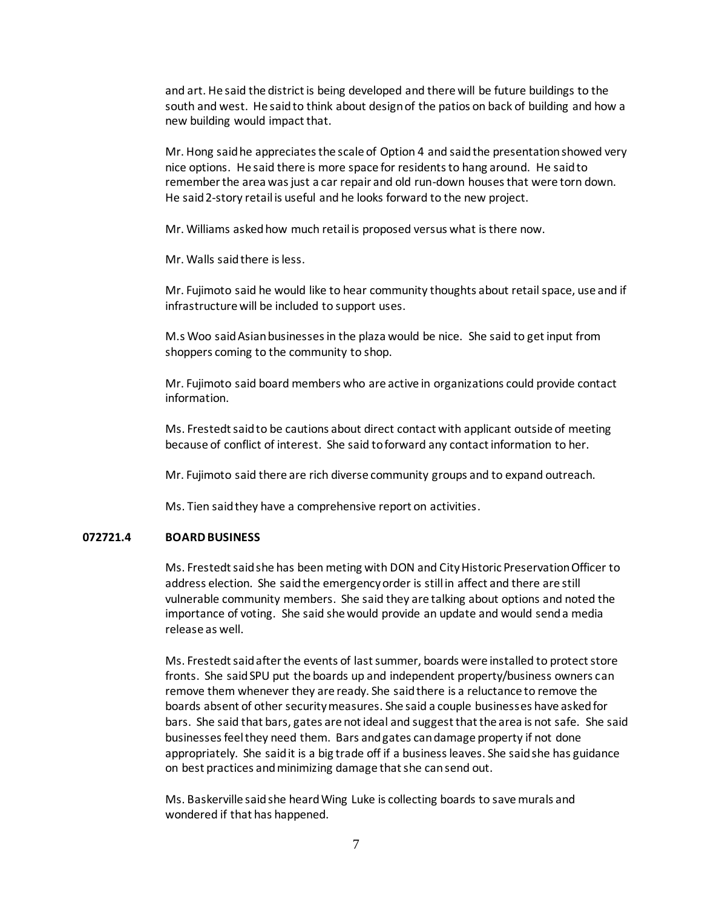and art. He said the district is being developed and there will be future buildings to the south and west. He said to think about design of the patios on back of building and how a new building would impact that.

Mr. Hong said he appreciates the scale of Option 4 and said the presentation showed very nice options. He said there is more space for residents to hang around. He said to remember the area was just a car repair and old run-down houses that were torn down. He said 2-story retail is useful and he looks forward to the new project.

Mr. Williams asked how much retail is proposed versus what is there now.

Mr. Walls said there is less.

Mr. Fujimoto said he would like to hear community thoughts about retail space, use and if infrastructure will be included to support uses.

M.s Woo said Asian businesses in the plaza would be nice. She said to get input from shoppers coming to the community to shop.

Mr. Fujimoto said board members who are active in organizations could provide contact information.

Ms. Frestedt said to be cautions about direct contact with applicant outside of meeting because of conflict of interest. She said to forward any contact information to her.

Mr. Fujimoto said there are rich diverse community groups and to expand outreach.

Ms. Tien said they have a comprehensive report on activities.

**072721.4 BOARD BUSINESS**

Ms. Frestedt said she has been meting with DON and City Historic Preservation Officer to address election. She said the emergency order is still in affect and there are still vulnerable community members. She said they are talking about options and noted the importance of voting. She said she would provide an update and would send a media release as well.

Ms. Frestedt said after the events of last summer, boards were installed to protect store fronts. She said SPU put the boards up and independent property/business owners can remove them whenever they are ready. She said there is a reluctance to remove the boards absent of other security measures. She said a couple businesses have asked for bars. She said that bars, gates are not ideal and suggest that the area is not safe. She said businesses feel they need them. Bars and gates can damage property if not done appropriately. She said it is a big trade off if a business leaves. She said she has guidance on best practices and minimizing damage that she can send out.

Ms. Baskerville said she heard Wing Luke is collecting boards to save murals and wondered if that has happened.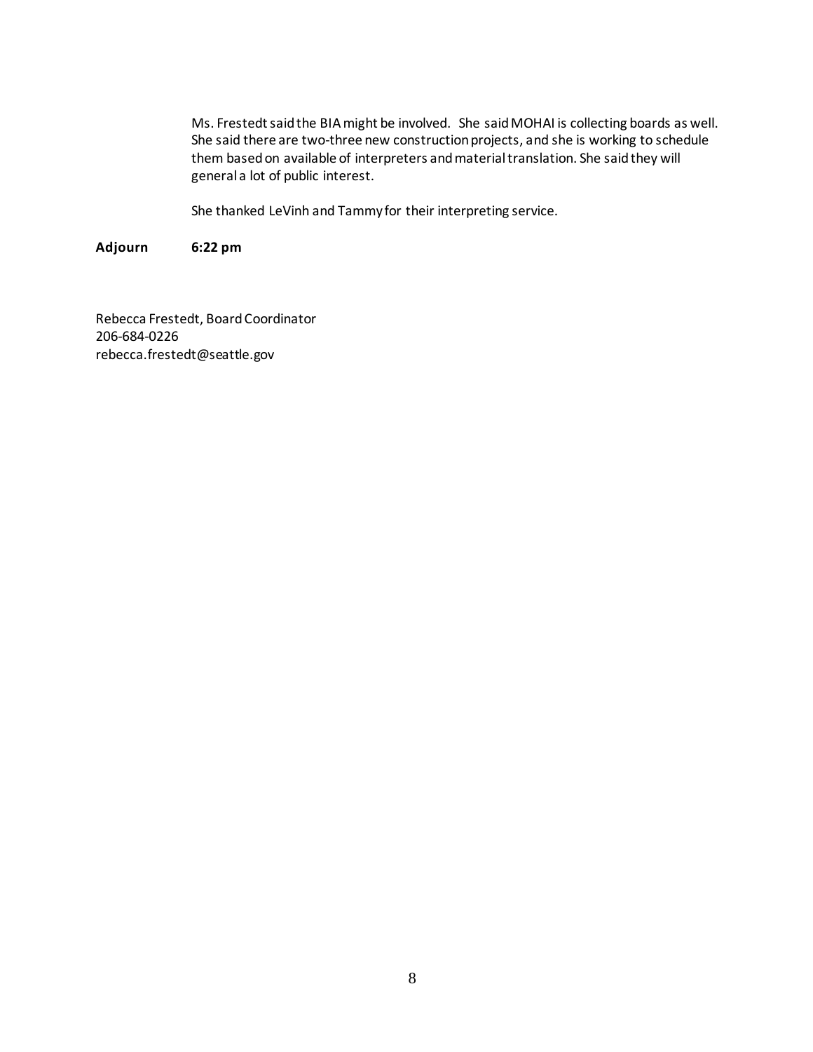Ms. Frestedt said the BIA might be involved. She said MOHAI is collecting boards as well. She said there are two-three new construction projects, and she is working to schedule them based on available of interpreters and material translation. She said they will general a lot of public interest.

She thanked LeVinh and Tammy for their interpreting service.

**Adjourn 6:22 pm**

Rebecca Frestedt, Board Coordinator
206-684-0226
rebecca.frestedt@seattle.gov